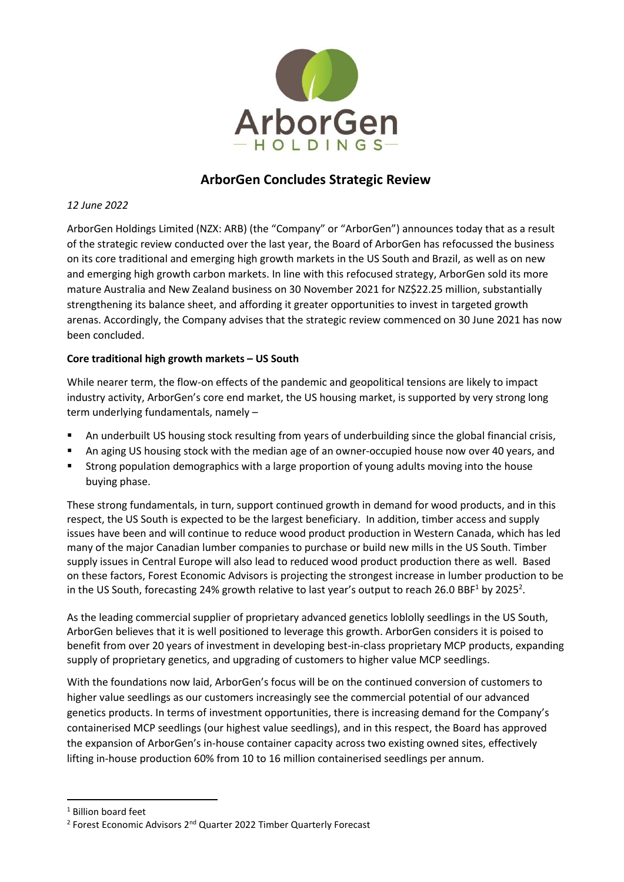# ArborGen Concludes Strategic Review

*12 June 2022*

ArborGen Holdings Limited (NZX: ARB) (the "Company" or "ArborGen") announces today that as a result of the strategic review conducted over the last year, the Board of ArborGen has refocussed the business on its core traditional and emerging high growth markets in the US South and Brazil, as well as on new and emerging high growth carbon markets. In line with this refocused strategy, ArborGen sold its more mature Australia and New Zealand business on 30 November 2021 for NZ$22.25 million, substantially strengthening its balance sheet, and affording it greater opportunities to invest in targeted growth arenas. Accordingly, the Company advises that the strategic review commenced on 30 June 2021 has now been concluded.

**Core traditional high growth markets – US South**

While nearer term, the flow-on effects of the pandemic and geopolitical tensions are likely to impact industry activity, ArborGen's core end market, the US housing market, is supported by very strong long term underlying fundamentals, namely –

- An underbuilt US housing stock resulting from years of underbuilding since the global financial crisis,
- An aging US housing stock with the median age of an owner-occupied house now over 40 years, and
- Strong population demographics with a large proportion of young adults moving into the house buying phase.

These strong fundamentals, in turn, support continued growth in demand for wood products, and in this respect, the US South is expected to be the largest beneficiary. In addition, timber access and supply issues have been and will continue to reduce wood product production in Western Canada, which has led many of the major Canadian lumber companies to purchase or build new mills in the US South. Timber supply issues in Central Europe will also lead to reduced wood product production there as well. Based on these factors, Forest Economic Advisors is projecting the strongest increase in lumber production to be in the US South, forecasting 24% growth relative to last year's output to reach 26.0 BBF[1] by 2025[2].

As the leading commercial supplier of proprietary advanced genetics loblolly seedlings in the US South, ArborGen believes that it is well positioned to leverage this growth. ArborGen considers it is poised to benefit from over 20 years of investment in developing best-in-class proprietary MCP products, expanding supply of proprietary genetics, and upgrading of customers to higher value MCP seedlings.

With the foundations now laid, ArborGen's focus will be on the continued conversion of customers to higher value seedlings as our customers increasingly see the commercial potential of our advanced genetics products. In terms of investment opportunities, there is increasing demand for the Company's containerised MCP seedlings (our highest value seedlings), and in this respect, the Board has approved the expansion of ArborGen's in-house container capacity across two existing owned sites, effectively lifting in-house production 60% from 10 to 16 million containerised seedlings per annum.

---

[1] Billion board feet

[2] Forest Economic Advisors 2nd Quarter 2022 Timber Quarterly Forecast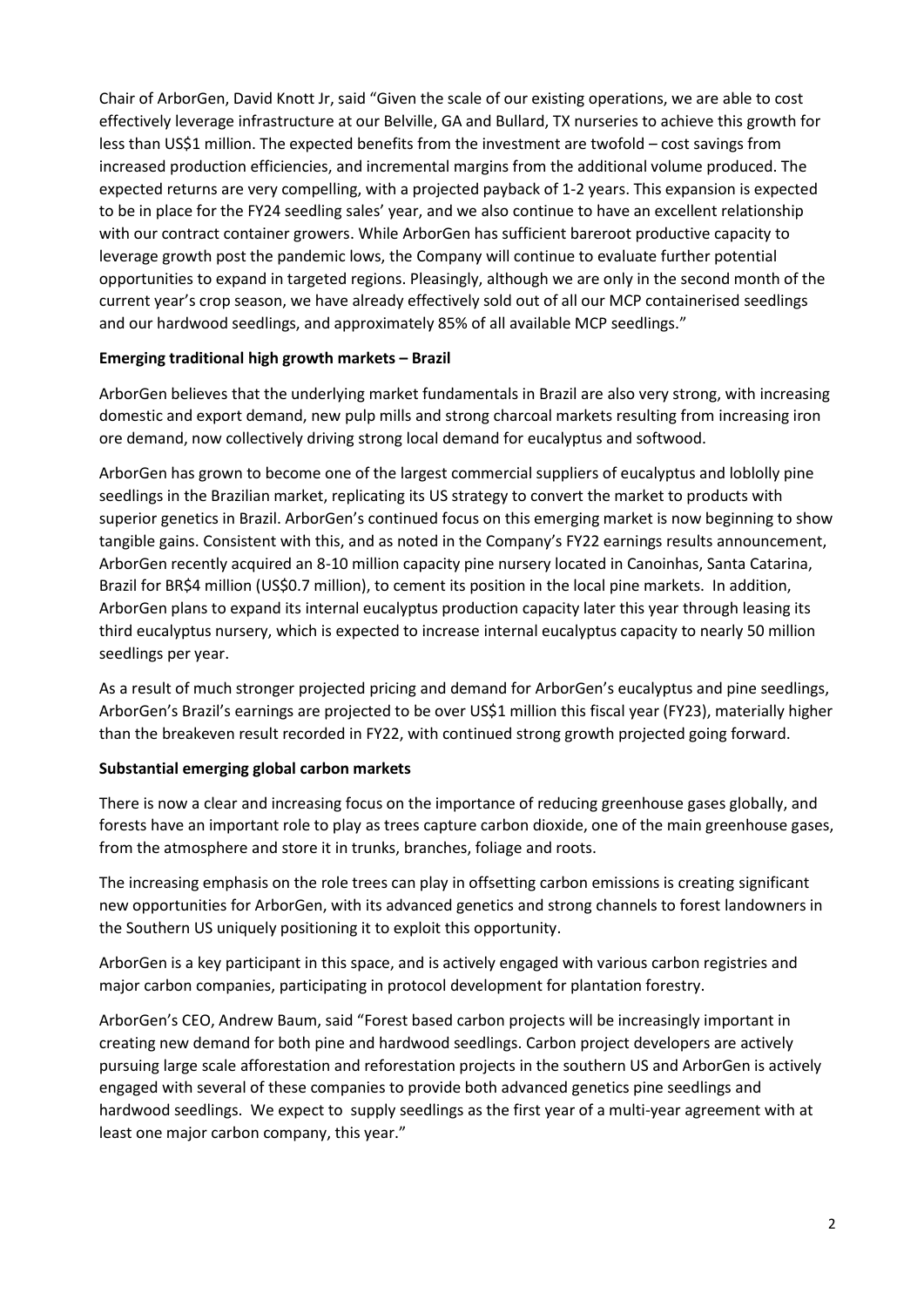Chair of ArborGen, David Knott Jr, said "Given the scale of our existing operations, we are able to cost effectively leverage infrastructure at our Belville, GA and Bullard, TX nurseries to achieve this growth for less than US$1 million. The expected benefits from the investment are twofold – cost savings from increased production efficiencies, and incremental margins from the additional volume produced. The expected returns are very compelling, with a projected payback of 1-2 years. This expansion is expected to be in place for the FY24 seedling sales' year, and we also continue to have an excellent relationship with our contract container growers. While ArborGen has sufficient bareroot productive capacity to leverage growth post the pandemic lows, the Company will continue to evaluate further potential opportunities to expand in targeted regions. Pleasingly, although we are only in the second month of the current year's crop season, we have already effectively sold out of all our MCP containerised seedlings and our hardwood seedlings, and approximately 85% of all available MCP seedlings."

**Emerging traditional high growth markets – Brazil**

ArborGen believes that the underlying market fundamentals in Brazil are also very strong, with increasing domestic and export demand, new pulp mills and strong charcoal markets resulting from increasing iron ore demand, now collectively driving strong local demand for eucalyptus and softwood.

ArborGen has grown to become one of the largest commercial suppliers of eucalyptus and loblolly pine seedlings in the Brazilian market, replicating its US strategy to convert the market to products with superior genetics in Brazil. ArborGen's continued focus on this emerging market is now beginning to show tangible gains. Consistent with this, and as noted in the Company's FY22 earnings results announcement, ArborGen recently acquired an 8-10 million capacity pine nursery located in Canoinhas, Santa Catarina, Brazil for BR$4 million (US$0.7 million), to cement its position in the local pine markets. In addition, ArborGen plans to expand its internal eucalyptus production capacity later this year through leasing its third eucalyptus nursery, which is expected to increase internal eucalyptus capacity to nearly 50 million seedlings per year.

As a result of much stronger projected pricing and demand for ArborGen's eucalyptus and pine seedlings, ArborGen's Brazil's earnings are projected to be over US$1 million this fiscal year (FY23), materially higher than the breakeven result recorded in FY22, with continued strong growth projected going forward.

**Substantial emerging global carbon markets**

There is now a clear and increasing focus on the importance of reducing greenhouse gases globally, and forests have an important role to play as trees capture carbon dioxide, one of the main greenhouse gases, from the atmosphere and store it in trunks, branches, foliage and roots.

The increasing emphasis on the role trees can play in offsetting carbon emissions is creating significant new opportunities for ArborGen, with its advanced genetics and strong channels to forest landowners in the Southern US uniquely positioning it to exploit this opportunity.

ArborGen is a key participant in this space, and is actively engaged with various carbon registries and major carbon companies, participating in protocol development for plantation forestry.

ArborGen's CEO, Andrew Baum, said "Forest based carbon projects will be increasingly important in creating new demand for both pine and hardwood seedlings. Carbon project developers are actively pursuing large scale afforestation and reforestation projects in the southern US and ArborGen is actively engaged with several of these companies to provide both advanced genetics pine seedlings and hardwood seedlings. We expect to supply seedlings as the first year of a multi-year agreement with at least one major carbon company, this year."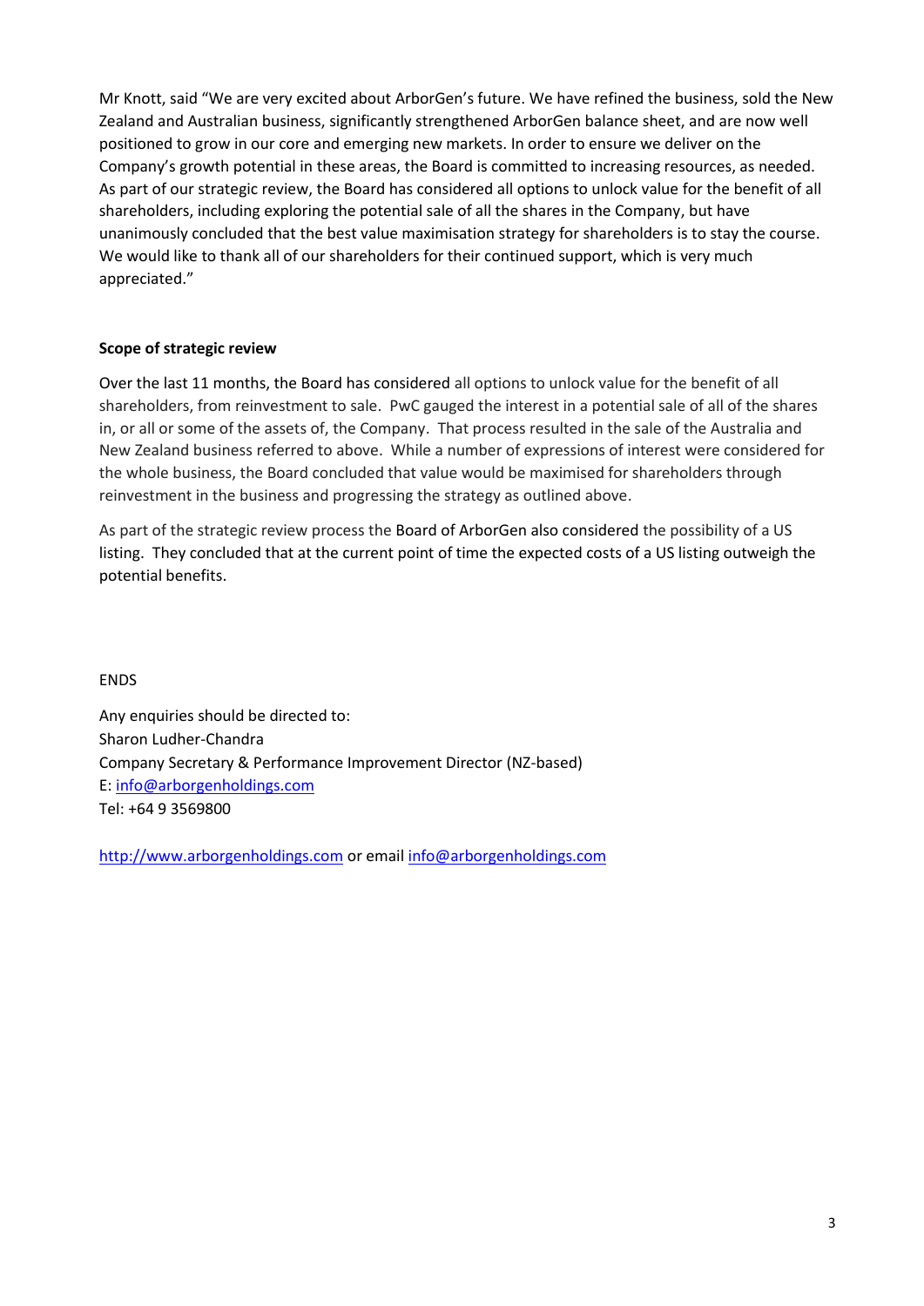Mr Knott, said "We are very excited about ArborGen's future. We have refined the business, sold the New Zealand and Australian business, significantly strengthened ArborGen balance sheet, and are now well positioned to grow in our core and emerging new markets. In order to ensure we deliver on the Company's growth potential in these areas, the Board is committed to increasing resources, as needed. As part of our strategic review, the Board has considered all options to unlock value for the benefit of all shareholders, including exploring the potential sale of all the shares in the Company, but have unanimously concluded that the best value maximisation strategy for shareholders is to stay the course. We would like to thank all of our shareholders for their continued support, which is very much appreciated."

**Scope of strategic review**

Over the last 11 months, the Board has considered all options to unlock value for the benefit of all shareholders, from reinvestment to sale. PwC gauged the interest in a potential sale of all of the shares in, or all or some of the assets of, the Company. That process resulted in the sale of the Australia and New Zealand business referred to above. While a number of expressions of interest were considered for the whole business, the Board concluded that value would be maximised for shareholders through reinvestment in the business and progressing the strategy as outlined above.

As part of the strategic review process the Board of ArborGen also considered the possibility of a US listing. They concluded that at the current point of time the expected costs of a US listing outweigh the potential benefits.

ENDS

Any enquiries should be directed to:
Sharon Ludher-Chandra
Company Secretary & Performance Improvement Director (NZ-based)
E: info@arborgenholdings.com
Tel: +64 9 3569800

http://www.arborgenholdings.com or email info@arborgenholdings.com